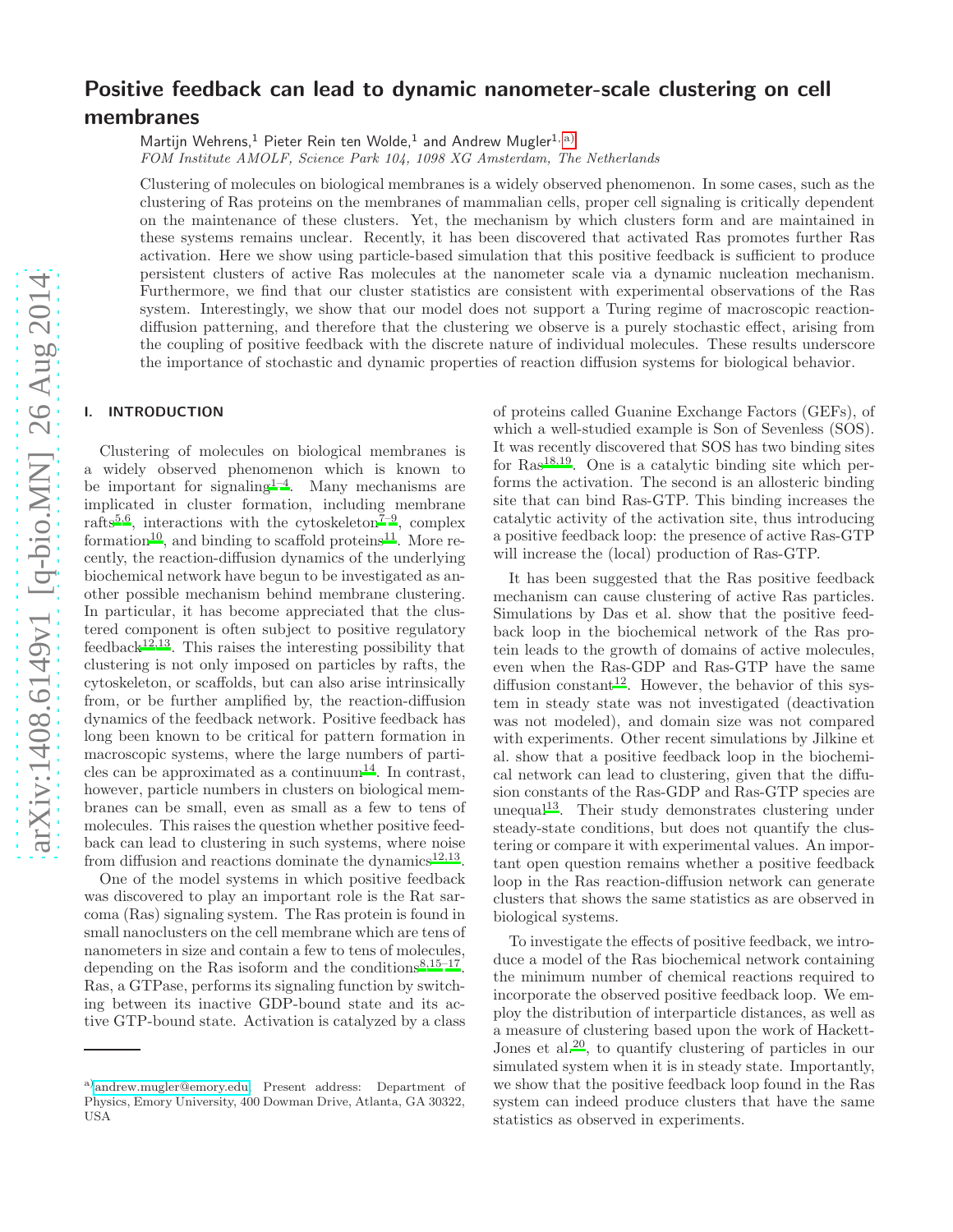# Positive feedback can lead to dynamic nanometer-scale clustering on cell membranes

Martijn Wehrens,[1] Pieter Rein ten Wolde,[1] and Andrew Mugler[1, a)]

*FOM Institute AMOLF, Science Park 104, 1098 XG Amsterdam, The Netherlands*

Clustering of molecules on biological membranes is a widely observed phenomenon. In some cases, such as the clustering of Ras proteins on the membranes of mammalian cells, proper cell signaling is critically dependent on the maintenance of these clusters. Yet, the mechanism by which clusters form and are maintained in these systems remains unclear. Recently, it has been discovered that activated Ras promotes further Ras activation. Here we show using particle-based simulation that this positive feedback is sufficient to produce persistent clusters of active Ras molecules at the nanometer scale via a dynamic nucleation mechanism. Furthermore, we find that our cluster statistics are consistent with experimental observations of the Ras system. Interestingly, we show that our model does not support a Turing regime of macroscopic reaction-diffusion patterning, and therefore that the clustering we observe is a purely stochastic effect, arising from the coupling of positive feedback with the discrete nature of individual molecules. These results underscore the importance of stochastic and dynamic properties of reaction diffusion systems for biological behavior.

## I. INTRODUCTION

Clustering of molecules on biological membranes is a widely observed phenomenon which is known to be important for signaling[1–4]. Many mechanisms are implicated in cluster formation, including membrane rafts[5,6], interactions with the cytoskeleton[7–9], complex formation[10], and binding to scaffold proteins[11]. More recently, the reaction-diffusion dynamics of the underlying biochemical network have begun to be investigated as another possible mechanism behind membrane clustering. In particular, it has become appreciated that the clustered component is often subject to positive regulatory feedback[12,13]. This raises the interesting possibility that clustering is not only imposed on particles by rafts, the cytoskeleton, or scaffolds, but can also arise intrinsically from, or be further amplified by, the reaction-diffusion dynamics of the feedback network. Positive feedback has long been known to be critical for pattern formation in macroscopic systems, where the large numbers of particles can be approximated as a continuum[14]. In contrast, however, particle numbers in clusters on biological membranes can be small, even as small as a few to tens of molecules. This raises the question whether positive feedback can lead to clustering in such systems, where noise from diffusion and reactions dominate the dynamics[12,13].

One of the model systems in which positive feedback was discovered to play an important role is the Rat sarcoma (Ras) signaling system. The Ras protein is found in small nanoclusters on the cell membrane which are tens of nanometers in size and contain a few to tens of molecules, depending on the Ras isoform and the conditions[8,15–17]. Ras, a GTPase, performs its signaling function by switching between its inactive GDP-bound state and its active GTP-bound state. Activation is catalyzed by a class of proteins called Guanine Exchange Factors (GEFs), of which a well-studied example is Son of Sevenless (SOS). It was recently discovered that SOS has two binding sites for Ras[18,19]. One is a catalytic binding site which performs the activation. The second is an allosteric binding site that can bind Ras-GTP. This binding increases the catalytic activity of the activation site, thus introducing a positive feedback loop: the presence of active Ras-GTP will increase the (local) production of Ras-GTP.

It has been suggested that the Ras positive feedback mechanism can cause clustering of active Ras particles. Simulations by Das et al. show that the positive feedback loop in the biochemical network of the Ras protein leads to the growth of domains of active molecules, even when the Ras-GDP and Ras-GTP have the same diffusion constant[12]. However, the behavior of this system in steady state was not investigated (deactivation was not modeled), and domain size was not compared with experiments. Other recent simulations by Jilkine et al. show that a positive feedback loop in the biochemical network can lead to clustering, given that the diffusion constants of the Ras-GDP and Ras-GTP species are unequal[13]. Their study demonstrates clustering under steady-state conditions, but does not quantify the clustering or compare it with experimental values. An important open question remains whether a positive feedback loop in the Ras reaction-diffusion network can generate clusters that shows the same statistics as are observed in biological systems.

To investigate the effects of positive feedback, we introduce a model of the Ras biochemical network containing the minimum number of chemical reactions required to incorporate the observed positive feedback loop. We employ the distribution of interparticle distances, as well as a measure of clustering based upon the work of Hackett-Jones et al.[20], to quantify clustering of particles in our simulated system when it is in steady state. Importantly, we show that the positive feedback loop found in the Ras system can indeed produce clusters that have the same statistics as observed in experiments.

a) andrew.mugler@emory.edu; Present address: Department of Physics, Emory University, 400 Dowman Drive, Atlanta, GA 30322, USA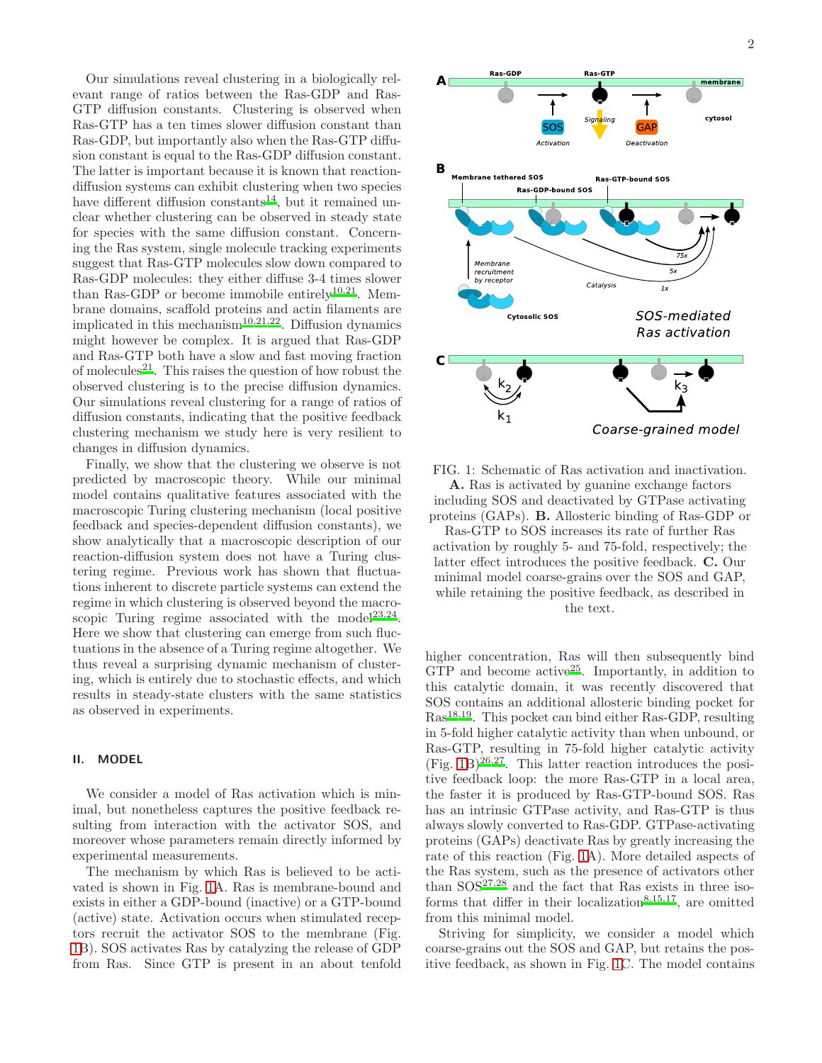Our simulations reveal clustering in a biologically relevant range of ratios between the Ras-GDP and Ras-GTP diffusion constants. Clustering is observed when Ras-GTP has a ten times slower diffusion constant than Ras-GDP, but importantly also when the Ras-GTP diffusion constant is equal to the Ras-GDP diffusion constant. The latter is important because it is known that reaction-diffusion systems can exhibit clustering when two species have different diffusion constants[14], but it remained unclear whether clustering can be observed in steady state for species with the same diffusion constant. Concerning the Ras system, single molecule tracking experiments suggest that Ras-GTP molecules slow down compared to Ras-GDP molecules: they either diffuse 3-4 times slower than Ras-GDP or become immobile entirely[10,21]. Membrane domains, scaffold proteins and actin filaments are implicated in this mechanism[10,21,22]. Diffusion dynamics might however be complex. It is argued that Ras-GDP and Ras-GTP both have a slow and fast moving fraction of molecules[21]. This raises the question of how robust the observed clustering is to the precise diffusion dynamics. Our simulations reveal clustering for a range of ratios of diffusion constants, indicating that the positive feedback clustering mechanism we study here is very resilient to changes in diffusion dynamics.

Finally, we show that the clustering we observe is not predicted by macroscopic theory. While our minimal model contains qualitative features associated with the macroscopic Turing clustering mechanism (local positive feedback and species-dependent diffusion constants), we show analytically that a macroscopic description of our reaction-diffusion system does not have a Turing clustering regime. Previous work has shown that fluctuations inherent to discrete particle systems can extend the regime in which clustering is observed beyond the macroscopic Turing regime associated with the model[23,24]. Here we show that clustering can emerge from such fluctuations in the absence of a Turing regime altogether. We thus reveal a surprising dynamic mechanism of clustering, which is entirely due to stochastic effects, and which results in steady-state clusters with the same statistics as observed in experiments.

## II. MODEL

We consider a model of Ras activation which is minimal, but nonetheless captures the positive feedback resulting from interaction with the activator SOS, and moreover whose parameters remain directly informed by experimental measurements.

The mechanism by which Ras is believed to be activated is shown in Fig. 1A. Ras is membrane-bound and exists in either a GDP-bound (inactive) or a GTP-bound (active) state. Activation occurs when stimulated receptors recruit the activator SOS to the membrane (Fig. 1B). SOS activates Ras by catalyzing the release of GDP from Ras. Since GTP is present in an about tenfold higher concentration, Ras will then subsequently bind GTP and become active[25]. Importantly, in addition to this catalytic domain, it was recently discovered that SOS contains an additional allosteric binding pocket for Ras[18,19]. This pocket can bind either Ras-GDP, resulting in 5-fold higher catalytic activity than when unbound, or Ras-GTP, resulting in 75-fold higher catalytic activity (Fig. 1B)[26,27]. This latter reaction introduces the positive feedback loop: the more Ras-GTP in a local area, the faster it is produced by Ras-GTP-bound SOS. Ras has an intrinsic GTPase activity, and Ras-GTP is thus always slowly converted to Ras-GDP. GTPase-activating proteins (GAPs) deactivate Ras by greatly increasing the rate of this reaction (Fig. 1A). More detailed aspects of the Ras system, such as the presence of activators other than SOS[27,28] and the fact that Ras exists in three isoforms that differ in their localization[8,15,17], are omitted from this minimal model.

FIG. 1: Schematic of Ras activation and inactivation. **A.** Ras is activated by guanine exchange factors including SOS and deactivated by GTPase activating proteins (GAPs). **B.** Allosteric binding of Ras-GDP or Ras-GTP to SOS increases its rate of further Ras activation by roughly 5- and 75-fold, respectively; the latter effect introduces the positive feedback. **C.** Our minimal model coarse-grains over the SOS and GAP, while retaining the positive feedback, as described in the text.

Striving for simplicity, we consider a model which coarse-grains out the SOS and GAP, but retains the positive feedback, as shown in Fig. 1C. The model contains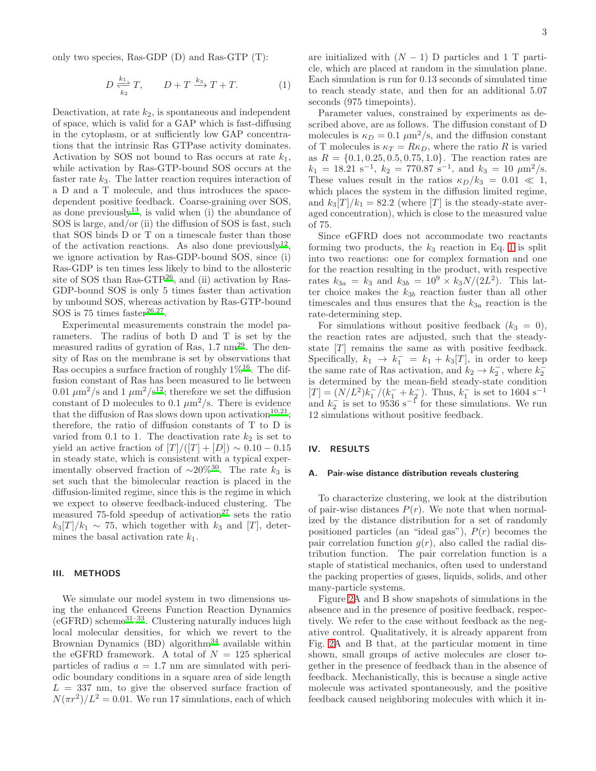only two species, Ras-GDP (D) and Ras-GTP (T):

$$D \underset{k_2}{\overset{k_1}{\rightleftharpoons}} T, \qquad D + T \xrightarrow{k_3} T + T. \tag{1}$$

Deactivation, at rate $k_2$, is spontaneous and independent of space, which is valid for a GAP which is fast-diffusing in the cytoplasm, or at sufficiently low GAP concentrations that the intrinsic Ras GTPase activity dominates. Activation by SOS not bound to Ras occurs at rate $k_1$, while activation by Ras-GTP-bound SOS occurs at the faster rate $k_3$. The latter reaction requires interaction of a D and a T molecule, and thus introduces the space-dependent positive feedback. Coarse-graining over SOS, as done previously[13], is valid when (i) the abundance of SOS is large, and/or (ii) the diffusion of SOS is fast, such that SOS binds D or T on a timescale faster than those of the activation reactions. As also done previously[12], we ignore activation by Ras-GDP-bound SOS, since (i) Ras-GDP is ten times less likely to bind to the allosteric site of SOS than Ras-GTP[26], and (ii) activation by Ras-GDP-bound SOS is only 5 times faster than activation by unbound SOS, whereas activation by Ras-GTP-bound SOS is 75 times faster[26,27].

Experimental measurements constrain the model parameters. The radius of both D and T is set by the measured radius of gyration of Ras, 1.7 nm[29]. The density of Ras on the membrane is set by observations that Ras occupies a surface fraction of roughly 1%[16]. The diffusion constant of Ras has been measured to lie between 0.01 $\mu$m$^2$/s and 1 $\mu$m$^2$/s[12]; therefore we set the diffusion constant of D molecules to 0.1 $\mu$m$^2$/s. There is evidence that the diffusion of Ras slows down upon activation[10,21]; therefore, the ratio of diffusion constants of T to D is varied from 0.1 to 1. The deactivation rate $k_2$ is set to yield an active fraction of $[T]/([T]+[D]) \sim 0.10-0.15$ in steady state, which is consistent with a typical experimentally observed fraction of $\sim$20%[30]. The rate $k_3$ is set such that the bimolecular reaction is placed in the diffusion-limited regime, since this is the regime in which we expect to observe feedback-induced clustering. The measured 75-fold speedup of activation[27] sets the ratio $k_3[T]/k_1 \sim 75$, which together with $k_3$ and $[T]$, determines the basal activation rate $k_1$.

## III. METHODS

We simulate our model system in two dimensions using the enhanced Greens Function Reaction Dynamics (eGFRD) scheme[31–33]. Clustering naturally induces high local molecular densities, for which we revert to the Brownian Dynamics (BD) algorithm[34] available within the eGFRD framework. A total of $N = 125$ spherical particles of radius $a = 1.7$ nm are simulated with periodic boundary conditions in a square area of side length $L = 337$ nm, to give the observed surface fraction of $N(\pi r^2)/L^2 = 0.01$. We run 17 simulations, each of which are initialized with $(N-1)$ D particles and 1 T particle, which are placed at random in the simulation plane. Each simulation is run for 0.13 seconds of simulated time to reach steady state, and then for an additional 5.07 seconds (975 timepoints).

Parameter values, constrained by experiments as described above, are as follows. The diffusion constant of D molecules is $\kappa_D = 0.1$ $\mu$m$^2$/s, and the diffusion constant of T molecules is $\kappa_T = R\kappa_D$, where the ratio $R$ is varied as $R = \{0.1, 0.25, 0.5, 0.75, 1.0\}$. The reaction rates are $k_1 = 18.21$ s$^{-1}$, $k_2 = 770.87$ s$^{-1}$, and $k_3 = 10$ $\mu$m$^2$/s. These values result in the ratios $\kappa_D/k_3 = 0.01 \ll 1$, which places the system in the diffusion limited regime, and $k_3[T]/k_1 = 82.2$ (where $[T]$ is the steady-state averaged concentration), which is close to the measured value of 75.

Since eGFRD does not accommodate two reactants forming two products, the $k_3$ reaction in Eq. 1 is split into two reactions: one for complex formation and one for the reaction resulting in the product, with respective rates $k_{3a} = k_3$ and $k_{3b} = 10^9 \times k_3 N/(2L^2)$. This latter choice makes the $k_{3b}$ reaction faster than all other timescales and thus ensures that the $k_{3a}$ reaction is the rate-determining step.

For simulations without positive feedback ($k_3 = 0$), the reaction rates are adjusted, such that the steady-state $[T]$ remains the same as with positive feedback. Specifically, $k_1 \to k_1^- = k_1 + k_3[T]$, in order to keep the same rate of Ras activation, and $k_2 \to k_2^-$, where $k_2^-$ is determined by the mean-field steady-state condition $[T] = (N/L^2)k_1^-/(k_1^- + k_2^-)$. Thus, $k_1^-$ is set to 1604 s$^{-1}$ and $k_2^-$ is set to 9536 s$^{-1}$ for these simulations. We run 12 simulations without positive feedback.

## IV. RESULTS

### A. Pair-wise distance distribution reveals clustering

To characterize clustering, we look at the distribution of pair-wise distances $P(r)$. We note that when normalized by the distance distribution for a set of randomly positioned particles (an "ideal gas"), $P(r)$ becomes the pair correlation function $g(r)$, also called the radial distribution function. The pair correlation function is a staple of statistical mechanics, often used to understand the packing properties of gases, liquids, solids, and other many-particle systems.

Figure 2A and B show snapshots of simulations in the absence and in the presence of positive feedback, respectively. We refer to the case without feedback as the negative control. Qualitatively, it is already apparent from Fig. 2A and B that, at the particular moment in time shown, small groups of active molecules are closer together in the presence of feedback than in the absence of feedback. Mechanistically, this is because a single active molecule was activated spontaneously, and the positive feedback caused neighboring molecules with which it in-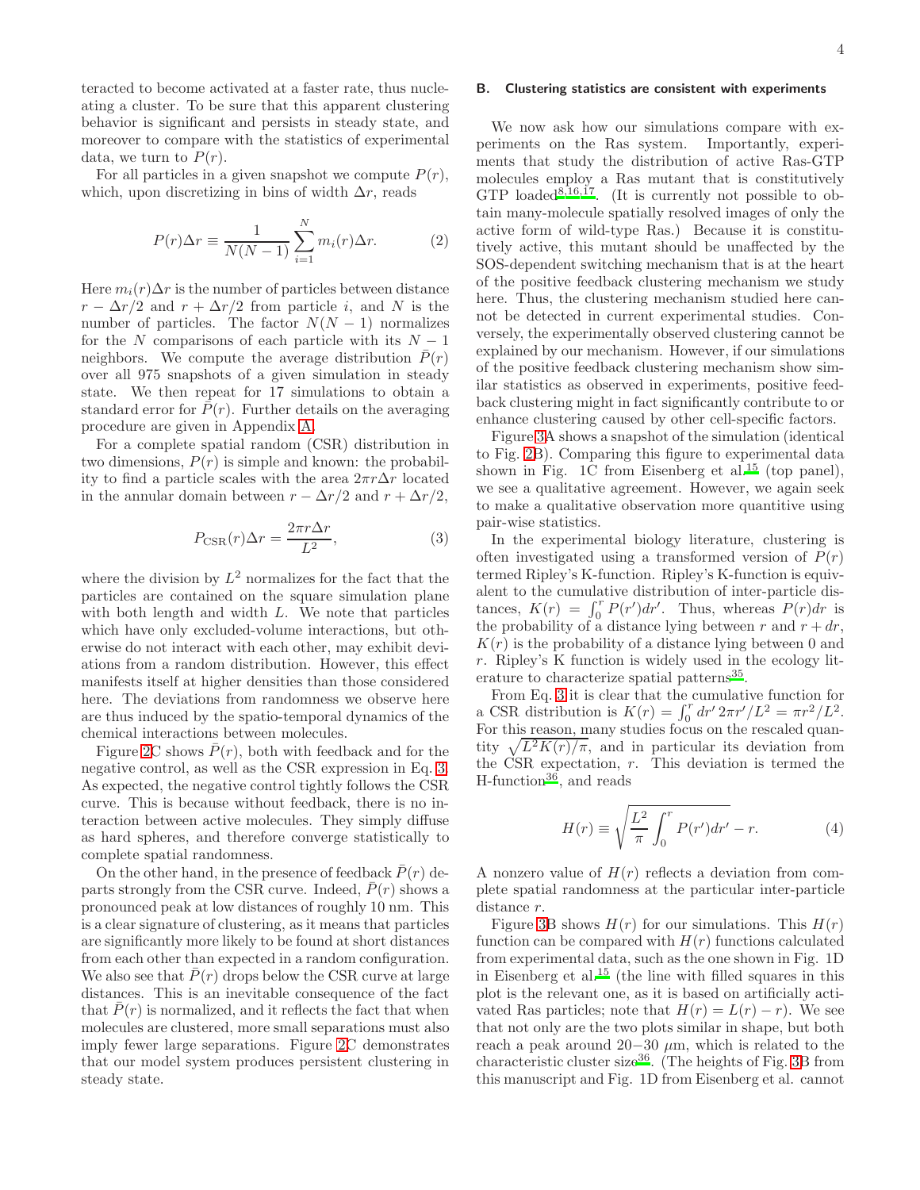teracted to become activated at a faster rate, thus nucleating a cluster. To be sure that this apparent clustering behavior is significant and persists in steady state, and moreover to compare with the statistics of experimental data, we turn to $P(r)$.

For all particles in a given snapshot we compute $P(r)$, which, upon discretizing in bins of width $\Delta r$, reads

$$P(r)\Delta r \equiv \frac{1}{N(N-1)} \sum_{i=1}^{N} m_i(r)\Delta r. \tag{2}$$

Here $m_i(r)\Delta r$ is the number of particles between distance $r - \Delta r/2$ and $r + \Delta r/2$ from particle $i$, and $N$ is the number of particles. The factor $N(N-1)$ normalizes for the $N$ comparisons of each particle with its $N-1$ neighbors. We compute the average distribution $\bar{P}(r)$ over all 975 snapshots of a given simulation in steady state. We then repeat for 17 simulations to obtain a standard error for $\bar{P}(r)$. Further details on the averaging procedure are given in Appendix A.

For a complete spatial random (CSR) distribution in two dimensions, $P(r)$ is simple and known: the probability to find a particle scales with the area $2\pi r\Delta r$ located in the annular domain between $r - \Delta r/2$ and $r + \Delta r/2$,

$$P_{\mathrm{CSR}}(r)\Delta r = \frac{2\pi r \Delta r}{L^2}, \tag{3}$$

where the division by $L^2$ normalizes for the fact that the particles are contained on the square simulation plane with both length and width $L$. We note that particles which have only excluded-volume interactions, but otherwise do not interact with each other, may exhibit deviations from a random distribution. However, this effect manifests itself at higher densities than those considered here. The deviations from randomness we observe here are thus induced by the spatio-temporal dynamics of the chemical interactions between molecules.

Figure 2C shows $\bar{P}(r)$, both with feedback and for the negative control, as well as the CSR expression in Eq. 3. As expected, the negative control tightly follows the CSR curve. This is because without feedback, there is no interaction between active molecules. They simply diffuse as hard spheres, and therefore converge statistically to complete spatial randomness.

On the other hand, in the presence of feedback $\bar{P}(r)$ departs strongly from the CSR curve. Indeed, $\bar{P}(r)$ shows a pronounced peak at low distances of roughly 10 nm. This is a clear signature of clustering, as it means that particles are significantly more likely to be found at short distances from each other than expected in a random configuration. We also see that $\bar{P}(r)$ drops below the CSR curve at large distances. This is an inevitable consequence of the fact that $\bar{P}(r)$ is normalized, and it reflects the fact that when molecules are clustered, more small separations must also imply fewer large separations. Figure 2C demonstrates that our model system produces persistent clustering in steady state.

### B. Clustering statistics are consistent with experiments

We now ask how our simulations compare with experiments on the Ras system. Importantly, experiments that study the distribution of active Ras-GTP molecules employ a Ras mutant that is constitutively GTP loaded[8,16,17]. (It is currently not possible to obtain many-molecule spatially resolved images of only the active form of wild-type Ras.) Because it is constitutively active, this mutant should be unaffected by the SOS-dependent switching mechanism that is at the heart of the positive feedback clustering mechanism we study here. Thus, the clustering mechanism studied here cannot be detected in current experimental studies. Conversely, the experimentally observed clustering cannot be explained by our mechanism. However, if our simulations of the positive feedback clustering mechanism show similar statistics as observed in experiments, positive feedback clustering might in fact significantly contribute to or enhance clustering caused by other cell-specific factors.

Figure 3A shows a snapshot of the simulation (identical to Fig. 2B). Comparing this figure to experimental data shown in Fig. 1C from Eisenberg et al.[15] (top panel), we see a qualitative agreement. However, we again seek to make a qualitative observation more quantitive using pair-wise statistics.

In the experimental biology literature, clustering is often investigated using a transformed version of $P(r)$ termed Ripley's K-function. Ripley's K-function is equivalent to the cumulative distribution of inter-particle distances, $K(r) = \int_0^r P(r')dr'$. Thus, whereas $P(r)dr$ is the probability of a distance lying between $r$ and $r + dr$, $K(r)$ is the probability of a distance lying between 0 and $r$. Ripley's K function is widely used in the ecology literature to characterize spatial patterns[35].

From Eq. 3 it is clear that the cumulative function for a CSR distribution is $K(r) = \int_0^r dr'\, 2\pi r'/L^2 = \pi r^2/L^2$. For this reason, many studies focus on the rescaled quantity $\sqrt{L^2 K(r)/\pi}$, and in particular its deviation from the CSR expectation, $r$. This deviation is termed the H-function[36], and reads

$$H(r) \equiv \sqrt{\frac{L^2}{\pi} \int_0^r P(r')dr'} - r. \tag{4}$$

A nonzero value of $H(r)$ reflects a deviation from complete spatial randomness at the particular inter-particle distance $r$.

Figure 3B shows $H(r)$ for our simulations. This $H(r)$ function can be compared with $H(r)$ functions calculated from experimental data, such as the one shown in Fig. 1D in Eisenberg et al.[15] (the line with filled squares in this plot is the relevant one, as it is based on artificially activated Ras particles; note that $H(r) = L(r) - r$. We see that not only are the two plots similar in shape, but both reach a peak around 20−30 $\mu$m, which is related to the characteristic cluster size[36]. (The heights of Fig. 3B from this manuscript and Fig. 1D from Eisenberg et al. cannot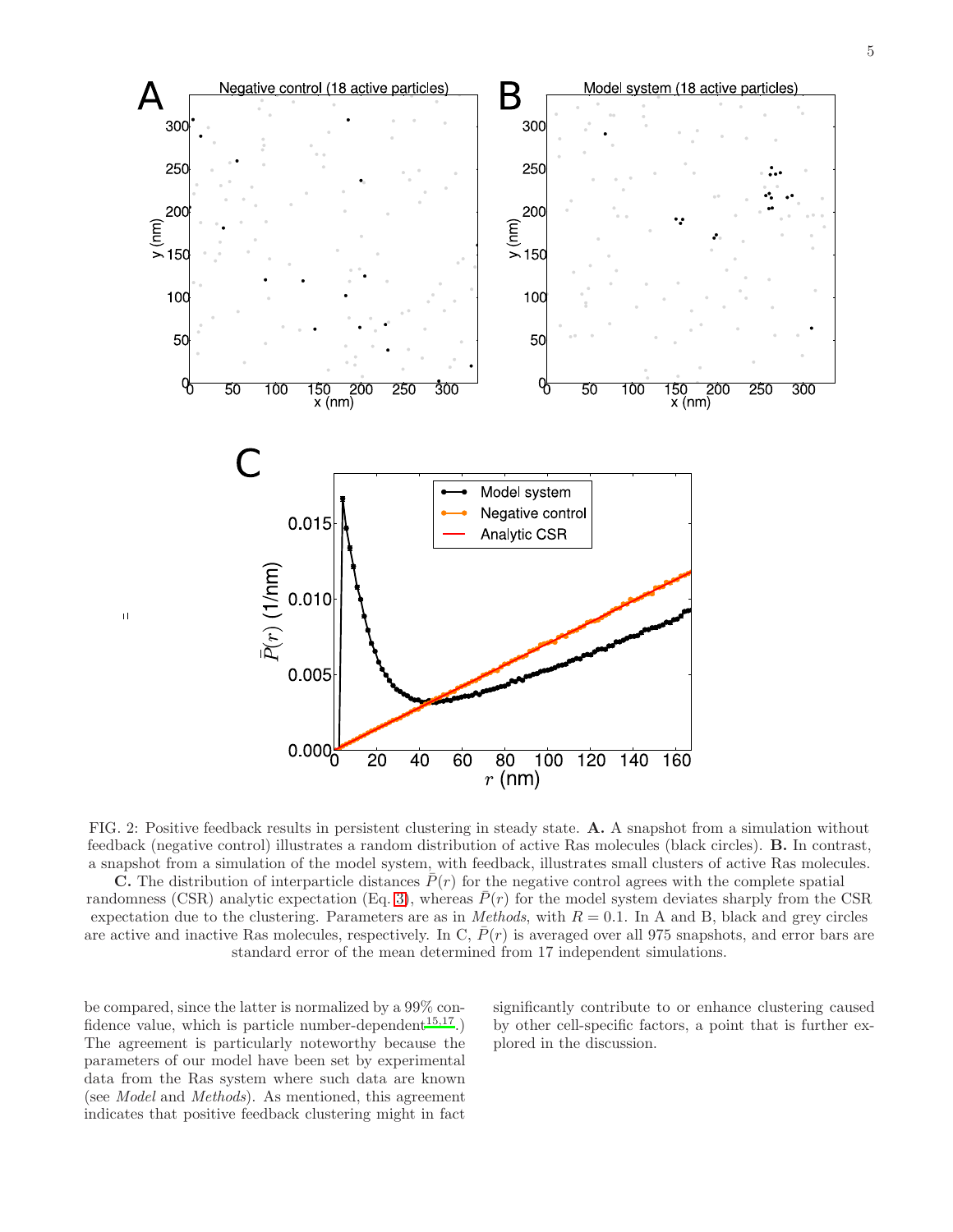FIG. 2: Positive feedback results in persistent clustering in steady state. **A.** A snapshot from a simulation without feedback (negative control) illustrates a random distribution of active Ras molecules (black circles). **B.** In contrast, a snapshot from a simulation of the model system, with feedback, illustrates small clusters of active Ras molecules. **C.** The distribution of interparticle distances $\bar{P}(r)$ for the negative control agrees with the complete spatial randomness (CSR) analytic expectation (Eq. 3), whereas $\bar{P}(r)$ for the model system deviates sharply from the CSR expectation due to the clustering. Parameters are as in *Methods*, with $R = 0.1$. In A and B, black and grey circles are active and inactive Ras molecules, respectively. In C, $\bar{P}(r)$ is averaged over all 975 snapshots, and error bars are standard error of the mean determined from 17 independent simulations.

be compared, since the latter is normalized by a 99% confidence value, which is particle number-dependent[15,17].) The agreement is particularly noteworthy because the parameters of our model have been set by experimental data from the Ras system where such data are known (see *Model* and *Methods*). As mentioned, this agreement indicates that positive feedback clustering might in fact significantly contribute to or enhance clustering caused by other cell-specific factors, a point that is further explored in the discussion.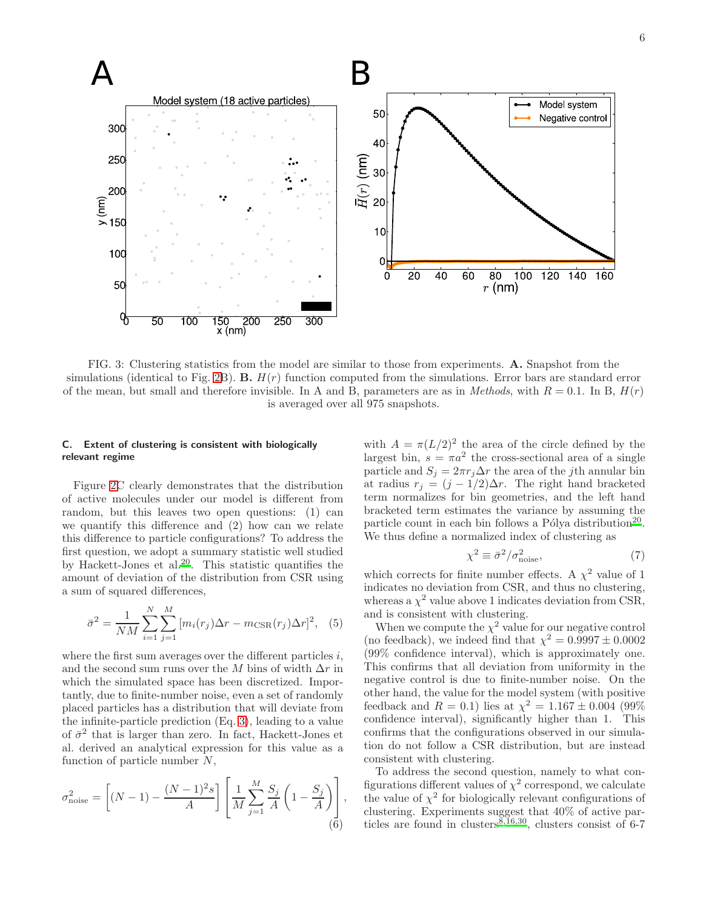FIG. 3: Clustering statistics from the model are similar to those from experiments. **A.** Snapshot from the simulations (identical to Fig. 2B). **B.** $H(r)$ function computed from the simulations. Error bars are standard error of the mean, but small and therefore invisible. In A and B, parameters are as in *Methods*, with $R = 0.1$. In B, $H(r)$ is averaged over all 975 snapshots.

### C. Extent of clustering is consistent with biologically relevant regime

Figure 2C clearly demonstrates that the distribution of active molecules under our model is different from random, but this leaves two open questions: (1) can we quantify this difference and (2) how can we relate this difference to particle configurations? To address the first question, we adopt a summary statistic well studied by Hackett-Jones et al.[20]. This statistic quantifies the amount of deviation of the distribution from CSR using a sum of squared differences,

$$\bar{\sigma}^2 = \frac{1}{NM} \sum_{i=1}^{N} \sum_{j=1}^{M} [m_i(r_j)\Delta r - m_{\text{CSR}}(r_j)\Delta r]^2, \quad (5)$$

where the first sum averages over the different particles $i$, and the second sum runs over the $M$ bins of width $\Delta r$ in which the simulated space has been discretized. Importantly, due to finite-number noise, even a set of randomly placed particles has a distribution that will deviate from the infinite-particle prediction (Eq. 3), leading to a value of $\bar{\sigma}^2$ that is larger than zero. In fact, Hackett-Jones et al. derived an analytical expression for this value as a function of particle number $N$,

$$\sigma^2_{\text{noise}} = \left[(N-1) - \frac{(N-1)^2 s}{A}\right] \left[\frac{1}{M} \sum_{j=1}^{M} \frac{S_j}{A}\left(1 - \frac{S_j}{A}\right)\right], \quad (6)$$

with $A = \pi(L/2)^2$ the area of the circle defined by the largest bin, $s = \pi a^2$ the cross-sectional area of a single particle and $S_j = 2\pi r_j \Delta r$ the area of the $j$th annular bin at radius $r_j = (j - 1/2)\Delta r$. The right hand bracketed term normalizes for bin geometries, and the left hand bracketed term estimates the variance by assuming the particle count in each bin follows a Pólya distribution[20]. We thus define a normalized index of clustering as

$$\chi^2 \equiv \bar{\sigma}^2/\sigma^2_{\text{noise}}, \quad (7)$$

which corrects for finite number effects. A $\chi^2$ value of 1 indicates no deviation from CSR, and thus no clustering, whereas a $\chi^2$ value above 1 indicates deviation from CSR, and is consistent with clustering.

When we compute the $\chi^2$ value for our negative control (no feedback), we indeed find that $\chi^2 = 0.9997 \pm 0.0002$ (99% confidence interval), which is approximately one. This confirms that all deviation from uniformity in the negative control is due to finite-number noise. On the other hand, the value for the model system (with positive feedback and $R = 0.1$) lies at $\chi^2 = 1.167 \pm 0.004$ (99% confidence interval), significantly higher than 1. This confirms that the configurations observed in our simulation do not follow a CSR distribution, but are instead consistent with clustering.

To address the second question, namely to what configurations different values of $\chi^2$ correspond, we calculate the value of $\chi^2$ for biologically relevant configurations of clustering. Experiments suggest that 40% of active particles are found in clusters[8,16,30], clusters consist of 6-7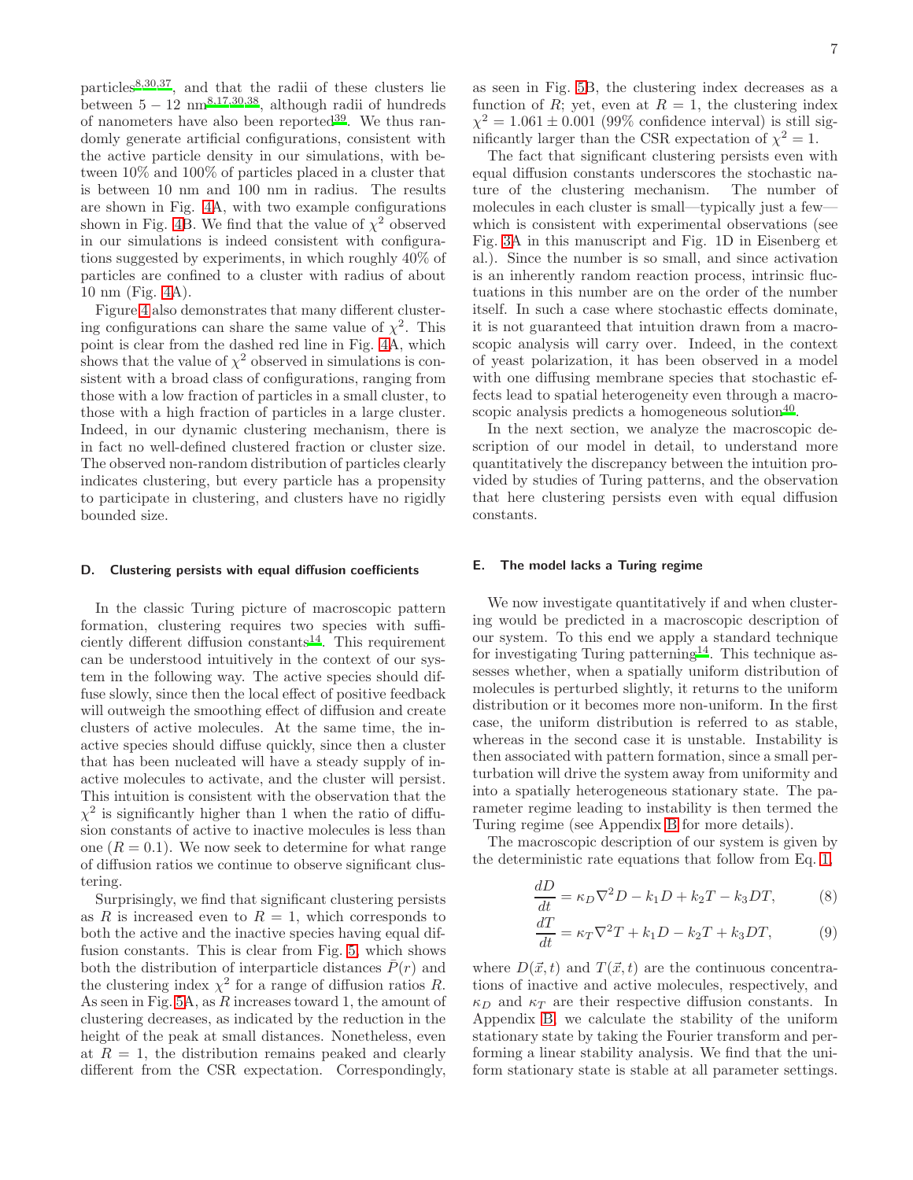particles[8,30,37], and that the radii of these clusters lie between $5 - 12$ nm[8,17,30,38], although radii of hundreds of nanometers have also been reported[39]. We thus randomly generate artificial configurations, consistent with the active particle density in our simulations, with between 10% and 100% of particles placed in a cluster that is between 10 nm and 100 nm in radius. The results are shown in Fig. 4A, with two example configurations shown in Fig. 4B. We find that the value of $\chi^2$ observed in our simulations is indeed consistent with configurations suggested by experiments, in which roughly 40% of particles are confined to a cluster with radius of about 10 nm (Fig. 4A).

Figure 4 also demonstrates that many different clustering configurations can share the same value of $\chi^2$. This point is clear from the dashed red line in Fig. 4A, which shows that the value of $\chi^2$ observed in simulations is consistent with a broad class of configurations, ranging from those with a low fraction of particles in a small cluster, to those with a high fraction of particles in a large cluster. Indeed, in our dynamic clustering mechanism, there is in fact no well-defined clustered fraction or cluster size. The observed non-random distribution of particles clearly indicates clustering, but every particle has a propensity to participate in clustering, and clusters have no rigidly bounded size.

### D. Clustering persists with equal diffusion coefficients

In the classic Turing picture of macroscopic pattern formation, clustering requires two species with sufficiently different diffusion constants[14]. This requirement can be understood intuitively in the context of our system in the following way. The active species should diffuse slowly, since then the local effect of positive feedback will outweigh the smoothing effect of diffusion and create clusters of active molecules. At the same time, the inactive species should diffuse quickly, since then a cluster that has been nucleated will have a steady supply of inactive molecules to activate, and the cluster will persist. This intuition is consistent with the observation that the $\chi^2$ is significantly higher than 1 when the ratio of diffusion constants of active to inactive molecules is less than one ($R = 0.1$). We now seek to determine for what range of diffusion ratios we continue to observe significant clustering.

Surprisingly, we find that significant clustering persists as $R$ is increased even to $R = 1$, which corresponds to both the active and the inactive species having equal diffusion constants. This is clear from Fig. 5, which shows both the distribution of interparticle distances $\bar{P}(r)$ and the clustering index $\chi^2$ for a range of diffusion ratios $R$. As seen in Fig. 5A, as $R$ increases toward 1, the amount of clustering decreases, as indicated by the reduction in the height of the peak at small distances. Nonetheless, even at $R = 1$, the distribution remains peaked and clearly different from the CSR expectation. Correspondingly, as seen in Fig. 5B, the clustering index decreases as a function of $R$; yet, even at $R = 1$, the clustering index $\chi^2 = 1.061 \pm 0.001$ (99% confidence interval) is still significantly larger than the CSR expectation of $\chi^2 = 1$.

The fact that significant clustering persists even with equal diffusion constants underscores the stochastic nature of the clustering mechanism. The number of molecules in each cluster is small—typically just a few—which is consistent with experimental observations (see Fig. 3A in this manuscript and Fig. 1D in Eisenberg et al.). Since the number is so small, and since activation is an inherently random reaction process, intrinsic fluctuations in this number are on the order of the number itself. In such a case where stochastic effects dominate, it is not guaranteed that intuition drawn from a macroscopic analysis will carry over. Indeed, in the context of yeast polarization, it has been observed in a model with one diffusing membrane species that stochastic effects lead to spatial heterogeneity even through a macroscopic analysis predicts a homogeneous solution[40].

In the next section, we analyze the macroscopic description of our model in detail, to understand more quantitatively the discrepancy between the intuition provided by studies of Turing patterns, and the observation that here clustering persists even with equal diffusion constants.

### E. The model lacks a Turing regime

We now investigate quantitatively if and when clustering would be predicted in a macroscopic description of our system. To this end we apply a standard technique for investigating Turing patterning[14]. This technique assesses whether, when a spatially uniform distribution of molecules is perturbed slightly, it returns to the uniform distribution or it becomes more non-uniform. In the first case, the uniform distribution is referred to as stable, whereas in the second case it is unstable. Instability is then associated with pattern formation, since a small perturbation will drive the system away from uniformity and into a spatially heterogeneous stationary state. The parameter regime leading to instability is then termed the Turing regime (see Appendix B for more details).

The macroscopic description of our system is given by the deterministic rate equations that follow from Eq. 1,

$$\frac{dD}{dt} = \kappa_D \nabla^2 D - k_1 D + k_2 T - k_3 DT, \tag{8}$$

$$\frac{dT}{dt} = \kappa_T \nabla^2 T + k_1 D - k_2 T + k_3 DT, \tag{9}$$

where $D(\vec{x}, t)$ and $T(\vec{x}, t)$ are the continuous concentrations of inactive and active molecules, respectively, and $\kappa_D$ and $\kappa_T$ are their respective diffusion constants. In Appendix B, we calculate the stability of the uniform stationary state by taking the Fourier transform and performing a linear stability analysis. We find that the uniform stationary state is stable at all parameter settings.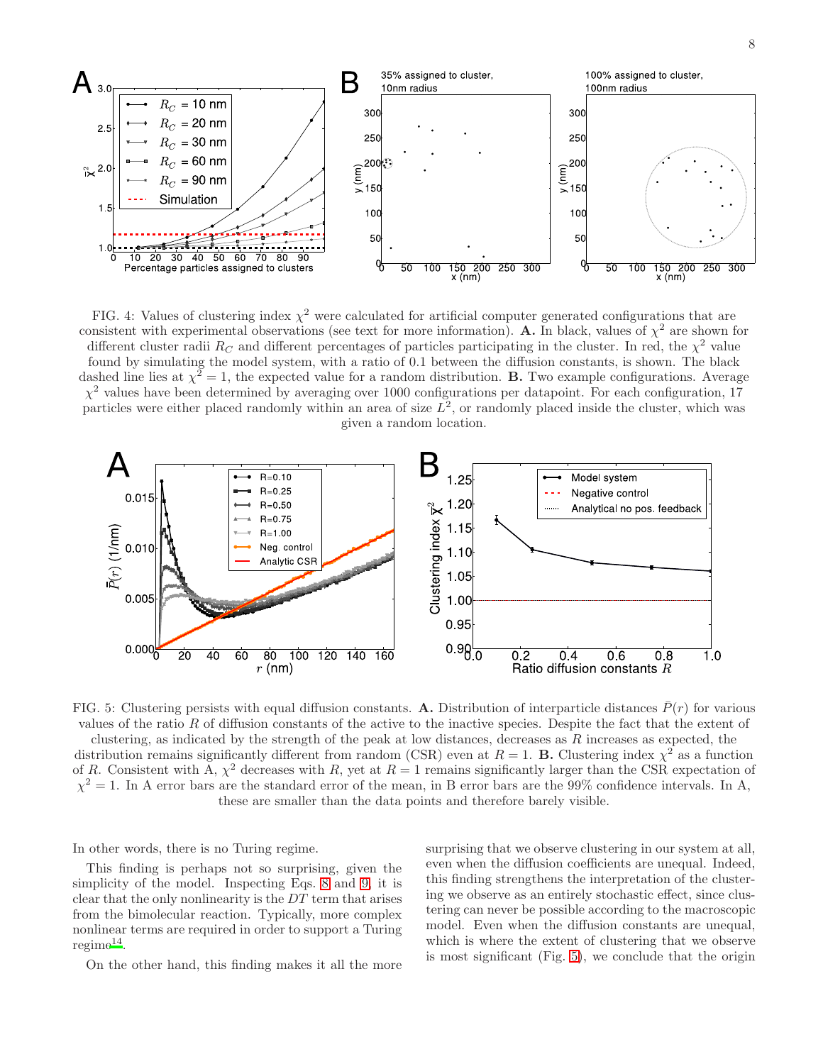FIG. 4: Values of clustering index $\chi^2$ were calculated for artificial computer generated configurations that are consistent with experimental observations (see text for more information). **A.** In black, values of $\chi^2$ are shown for different cluster radii $R_C$ and different percentages of particles participating in the cluster. In red, the $\chi^2$ value found by simulating the model system, with a ratio of 0.1 between the diffusion constants, is shown. The black dashed line lies at $\chi^2 = 1$, the expected value for a random distribution. **B.** Two example configurations. Average $\chi^2$ values have been determined by averaging over 1000 configurations per datapoint. For each configuration, 17 particles were either placed randomly within an area of size $L^2$, or randomly placed inside the cluster, which was given a random location.

FIG. 5: Clustering persists with equal diffusion constants. **A.** Distribution of interparticle distances $\bar{P}(r)$ for various values of the ratio $R$ of diffusion constants of the active to the inactive species. Despite the fact that the extent of clustering, as indicated by the strength of the peak at low distances, decreases as $R$ increases as expected, the distribution remains significantly different from random (CSR) even at $R = 1$. **B.** Clustering index $\chi^2$ as a function of $R$. Consistent with A, $\chi^2$ decreases with $R$, yet at $R = 1$ remains significantly larger than the CSR expectation of $\chi^2 = 1$. In A error bars are the standard error of the mean, in B error bars are the 99% confidence intervals. In A, these are smaller than the data points and therefore barely visible.

In other words, there is no Turing regime.

This finding is perhaps not so surprising, given the simplicity of the model. Inspecting Eqs. 8 and 9, it is clear that the only nonlinearity is the $DT$ term that arises from the bimolecular reaction. Typically, more complex nonlinear terms are required in order to support a Turing regime[14].

On the other hand, this finding makes it all the more surprising that we observe clustering in our system at all, even when the diffusion coefficients are unequal. Indeed, this finding strengthens the interpretation of the clustering we observe as an entirely stochastic effect, since clustering can never be possible according to the macroscopic model. Even when the diffusion constants are unequal, which is where the extent of clustering that we observe is most significant (Fig. 5), we conclude that the origin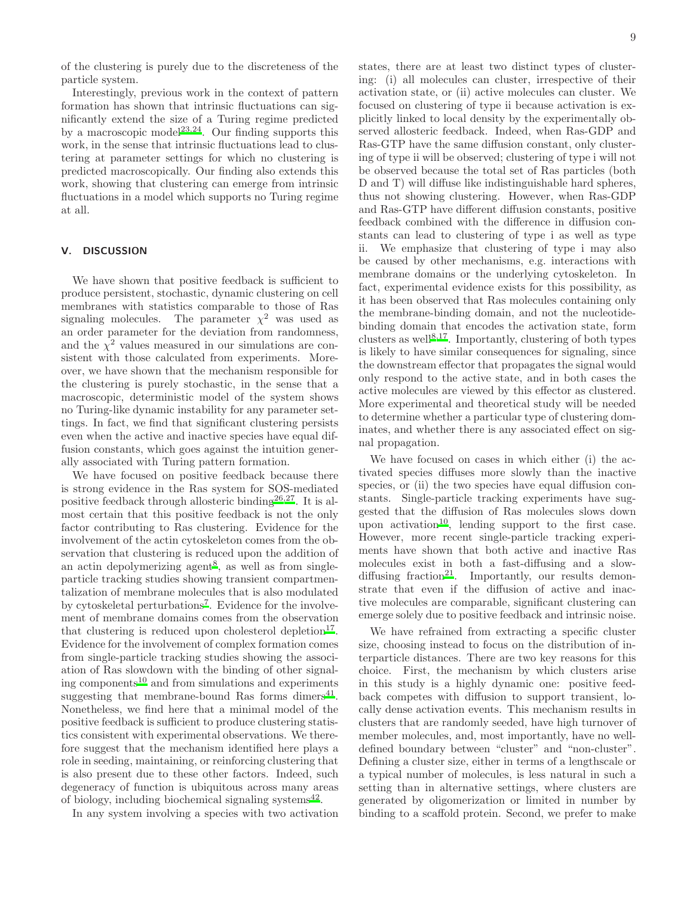of the clustering is purely due to the discreteness of the particle system.

Interestingly, previous work in the context of pattern formation has shown that intrinsic fluctuations can significantly extend the size of a Turing regime predicted by a macroscopic model[23,24]. Our finding supports this work, in the sense that intrinsic fluctuations lead to clustering at parameter settings for which no clustering is predicted macroscopically. Our finding also extends this work, showing that clustering can emerge from intrinsic fluctuations in a model which supports no Turing regime at all.

## V. DISCUSSION

We have shown that positive feedback is sufficient to produce persistent, stochastic, dynamic clustering on cell membranes with statistics comparable to those of Ras signaling molecules. The parameter $\chi^2$ was used as an order parameter for the deviation from randomness, and the $\chi^2$ values measured in our simulations are consistent with those calculated from experiments. Moreover, we have shown that the mechanism responsible for the clustering is purely stochastic, in the sense that a macroscopic, deterministic model of the system shows no Turing-like dynamic instability for any parameter settings. In fact, we find that significant clustering persists even when the active and inactive species have equal diffusion constants, which goes against the intuition generally associated with Turing pattern formation.

We have focused on positive feedback because there is strong evidence in the Ras system for SOS-mediated positive feedback through allosteric binding[26,27]. It is almost certain that this positive feedback is not the only factor contributing to Ras clustering. Evidence for the involvement of the actin cytoskeleton comes from the observation that clustering is reduced upon the addition of an actin depolymerizing agent[8], as well as from single-particle tracking studies showing transient compartmentalization of membrane molecules that is also modulated by cytoskeletal perturbations[7]. Evidence for the involvement of membrane domains comes from the observation that clustering is reduced upon cholesterol depletion[17]. Evidence for the involvement of complex formation comes from single-particle tracking studies showing the association of Ras slowdown with the binding of other signaling components[10] and from simulations and experiments suggesting that membrane-bound Ras forms dimers[41]. Nonetheless, we find here that a minimal model of the positive feedback is sufficient to produce clustering statistics consistent with experimental observations. We therefore suggest that the mechanism identified here plays a role in seeding, maintaining, or reinforcing clustering that is also present due to these other factors. Indeed, such degeneracy of function is ubiquitous across many areas of biology, including biochemical signaling systems[42].

In any system involving a species with two activation states, there are at least two distinct types of clustering: (i) all molecules can cluster, irrespective of their activation state, or (ii) active molecules can cluster. We focused on clustering of type ii because activation is explicitly linked to local density by the experimentally observed allosteric feedback. Indeed, when Ras-GDP and Ras-GTP have the same diffusion constant, only clustering of type ii will be observed; clustering of type i will not be observed because the total set of Ras particles (both D and T) will diffuse like indistinguishable hard spheres, thus not showing clustering. However, when Ras-GDP and Ras-GTP have different diffusion constants, positive feedback combined with the difference in diffusion constants can lead to clustering of type i as well as type ii. We emphasize that clustering of type i may also be caused by other mechanisms, e.g. interactions with membrane domains or the underlying cytoskeleton. In fact, experimental evidence exists for this possibility, as it has been observed that Ras molecules containing only the membrane-binding domain, and not the nucleotide-binding domain that encodes the activation state, form clusters as well[8,17]. Importantly, clustering of both types is likely to have similar consequences for signaling, since the downstream effector that propagates the signal would only respond to the active state, and in both cases the active molecules are viewed by this effector as clustered. More experimental and theoretical study will be needed to determine whether a particular type of clustering dominates, and whether there is any associated effect on signal propagation.

We have focused on cases in which either (i) the activated species diffuses more slowly than the inactive species, or (ii) the two species have equal diffusion constants. Single-particle tracking experiments have suggested that the diffusion of Ras molecules slows down upon activation[10], lending support to the first case. However, more recent single-particle tracking experiments have shown that both active and inactive Ras molecules exist in both a fast-diffusing and a slow-diffusing fraction[21]. Importantly, our results demonstrate that even if the diffusion of active and inactive molecules are comparable, significant clustering can emerge solely due to positive feedback and intrinsic noise.

We have refrained from extracting a specific cluster size, choosing instead to focus on the distribution of interparticle distances. There are two key reasons for this choice. First, the mechanism by which clusters arise in this study is a highly dynamic one: positive feedback competes with diffusion to support transient, locally dense activation events. This mechanism results in clusters that are randomly seeded, have high turnover of member molecules, and, most importantly, have no well-defined boundary between "cluster" and "non-cluster". Defining a cluster size, either in terms of a lengthscale or a typical number of molecules, is less natural in such a setting than in alternative settings, where clusters are generated by oligomerization or limited in number by binding to a scaffold protein. Second, we prefer to make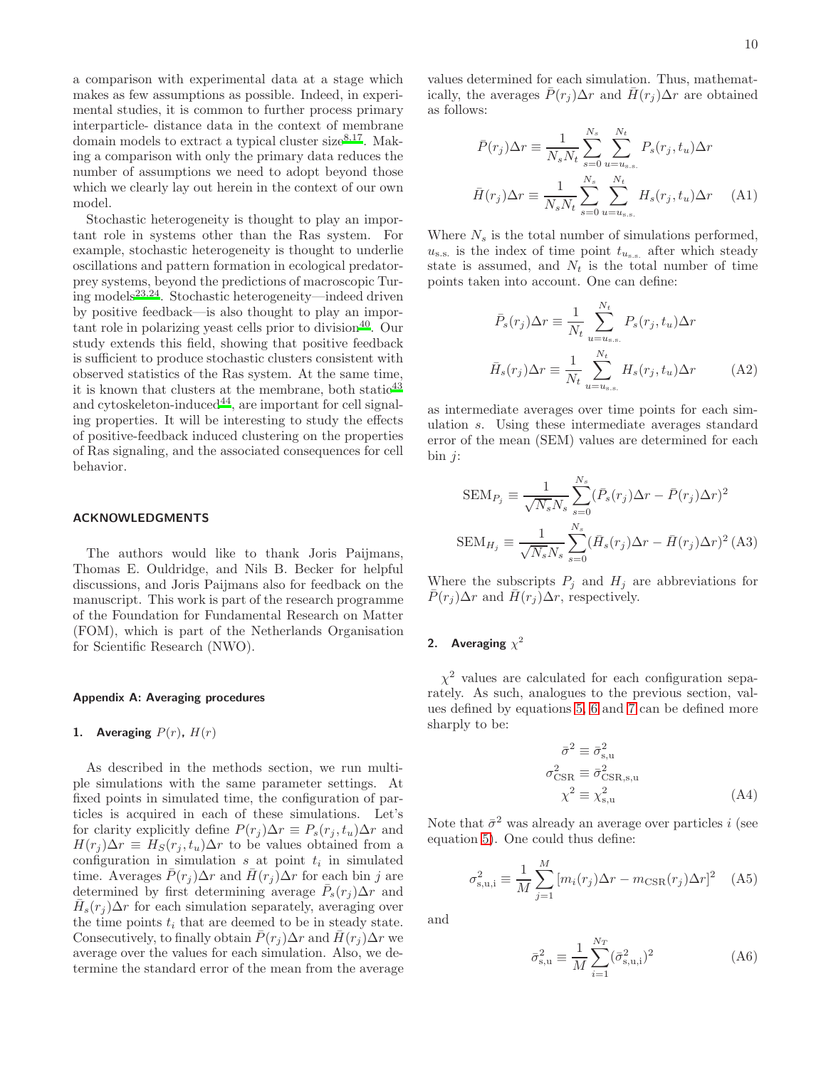a comparison with experimental data at a stage which makes as few assumptions as possible. Indeed, in experimental studies, it is common to further process primary interparticle- distance data in the context of membrane domain models to extract a typical cluster size[8,17]. Making a comparison with only the primary data reduces the number of assumptions we need to adopt beyond those which we clearly lay out herein in the context of our own model.

Stochastic heterogeneity is thought to play an important role in systems other than the Ras system. For example, stochastic heterogeneity is thought to underlie oscillations and pattern formation in ecological predator-prey systems, beyond the predictions of macroscopic Turing models[23,24]. Stochastic heterogeneity—indeed driven by positive feedback—is also thought to play an important role in polarizing yeast cells prior to division[40]. Our study extends this field, showing that positive feedback is sufficient to produce stochastic clusters consistent with observed statistics of the Ras system. At the same time, it is known that clusters at the membrane, both static[43] and cytoskeleton-induced[44], are important for cell signaling properties. It will be interesting to study the effects of positive-feedback induced clustering on the properties of Ras signaling, and the associated consequences for cell behavior.

## ACKNOWLEDGMENTS

The authors would like to thank Joris Paijmans, Thomas E. Ouldridge, and Nils B. Becker for helpful discussions, and Joris Paijmans also for feedback on the manuscript. This work is part of the research programme of the Foundation for Fundamental Research on Matter (FOM), which is part of the Netherlands Organisation for Scientific Research (NWO).

### Appendix A: Averaging procedures

#### 1. Averaging $P(r)$, $H(r)$

As described in the methods section, we run multiple simulations with the same parameter settings. At fixed points in simulated time, the configuration of particles is acquired in each of these simulations. Let's for clarity explicitly define $P(r_j)\Delta r \equiv P_s(r_j,t_u)\Delta r$ and $H(r_j)\Delta r \equiv H_S(r_j,t_u)\Delta r$ to be values obtained from a configuration in simulation $s$ at point $t_i$ in simulated time. Averages $\bar{P}(r_j)\Delta r$ and $\bar{H}(r_j)\Delta r$ for each bin $j$ are determined by first determining average $\bar{P}_s(r_j)\Delta r$ and $\bar{H}_s(r_j)\Delta r$ for each simulation separately, averaging over the time points $t_i$ that are deemed to be in steady state. Consecutively, to finally obtain $\bar{P}(r_j)\Delta r$ and $\bar{H}(r_j)\Delta r$ we average over the values for each simulation. Also, we determine the standard error of the mean from the average values determined for each simulation. Thus, mathematically, the averages $\bar{P}(r_j)\Delta r$ and $\bar{H}(r_j)\Delta r$ are obtained as follows:

$$
\begin{aligned}
\bar{P}(r_j)\Delta r &\equiv \frac{1}{N_s N_t}\sum_{s=0}^{N_s}\sum_{u=u_{\text{s.s.}}}^{N_t} P_s(r_j,t_u)\Delta r \\
\bar{H}(r_j)\Delta r &\equiv \frac{1}{N_s N_t}\sum_{s=0}^{N_s}\sum_{u=u_{\text{s.s.}}}^{N_t} H_s(r_j,t_u)\Delta r
\end{aligned}
\tag{A1}
$$

Where $N_s$ is the total number of simulations performed, $u_{\text{s.s.}}$ is the index of time point $t_{u_{\text{s.s.}}}$ after which steady state is assumed, and $N_t$ is the total number of time points taken into account. One can define:

$$
\begin{aligned}
\bar{P}_s(r_j)\Delta r &\equiv \frac{1}{N_t}\sum_{u=u_{\text{s.s.}}}^{N_t} P_s(r_j,t_u)\Delta r \\
\bar{H}_s(r_j)\Delta r &\equiv \frac{1}{N_t}\sum_{u=u_{\text{s.s.}}}^{N_t} H_s(r_j,t_u)\Delta r
\end{aligned}
\tag{A2}
$$

as intermediate averages over time points for each simulation $s$. Using these intermediate averages standard error of the mean (SEM) values are determined for each bin $j$:

$$
\begin{aligned}
\text{SEM}_{P_j} &\equiv \frac{1}{\sqrt{N_s}N_s}\sum_{s=0}^{N_s}(\bar{P}_s(r_j)\Delta r - \bar{P}(r_j)\Delta r)^2 \\
\text{SEM}_{H_j} &\equiv \frac{1}{\sqrt{N_s}N_s}\sum_{s=0}^{N_s}(\bar{H}_s(r_j)\Delta r - \bar{H}(r_j)\Delta r)^2
\end{aligned}
\tag{A3}
$$

Where the subscripts $P_j$ and $H_j$ are abbreviations for $\bar{P}(r_j)\Delta r$ and $\bar{H}(r_j)\Delta r$, respectively.

#### 2. Averaging $\chi^2$

$\chi^2$ values are calculated for each configuration separately. As such, analogues to the previous section, values defined by equations 5, 6 and 7 can be defined more sharply to be:

$$
\begin{aligned}
\bar{\sigma}^2 &\equiv \bar{\sigma}^2_{\text{s,u}} \\
\sigma^2_{\text{CSR}} &\equiv \bar{\sigma}^2_{\text{CSR,s,u}} \\
\chi^2 &\equiv \chi^2_{\text{s,u}}
\end{aligned}
\tag{A4}
$$

Note that $\bar{\sigma}^2$ was already an average over particles $i$ (see equation 5). One could thus define:

$$
\sigma^2_{\text{s,u,i}} \equiv \frac{1}{M}\sum_{j=1}^{M}\left[m_i(r_j)\Delta r - m_{\text{CSR}}(r_j)\Delta r\right]^2 \tag{A5}
$$

and

$$
\bar{\sigma}^2_{\text{s,u}} \equiv \frac{1}{M}\sum_{i=1}^{N_T}(\bar{\sigma}^2_{\text{s,u,i}})^2 \tag{A6}
$$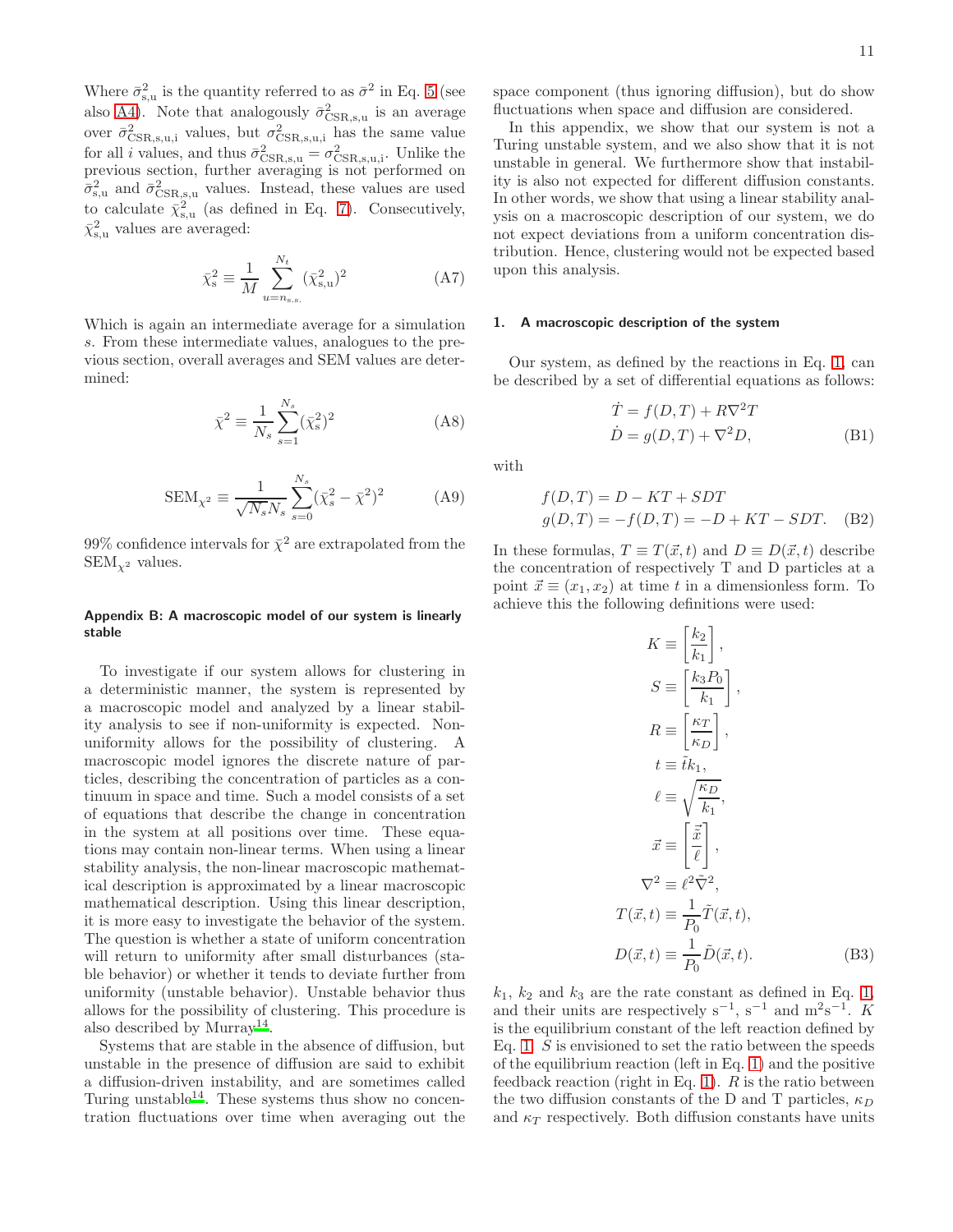Where $\bar{\sigma}^2_{\mathrm{s,u}}$ is the quantity referred to as $\bar{\sigma}^2$ in Eq. 5 (see also A4). Note that analogously $\bar{\sigma}^2_{\mathrm{CSR,s,u}}$ is an average over $\bar{\sigma}^2_{\mathrm{CSR,s,u,i}}$ values, but $\sigma^2_{\mathrm{CSR,s,u,i}}$ has the same value for all $i$ values, and thus $\bar{\sigma}^2_{\mathrm{CSR,s,u}} = \sigma^2_{\mathrm{CSR,s,u,i}}$. Unlike the previous section, further averaging is not performed on $\bar{\sigma}^2_{\mathrm{s,u}}$ and $\bar{\sigma}^2_{\mathrm{CSR,s,u}}$ values. Instead, these values are used to calculate $\bar{\chi}^2_{\mathrm{s,u}}$ (as defined in Eq. 7). Consecutively, $\bar{\chi}^2_{\mathrm{s,u}}$ values are averaged:

$$\bar{\chi}^2_{\mathrm{s}} \equiv \frac{1}{M} \sum_{u=n_{\mathrm{s.s.}}}^{N_t} (\bar{\chi}^2_{\mathrm{s,u}})^2 \tag{A7}$$

Which is again an intermediate average for a simulation $s$. From these intermediate values, analogues to the previous section, overall averages and SEM values are determined:

$$\bar{\chi}^2 \equiv \frac{1}{N_s} \sum_{s=1}^{N_s} (\bar{\chi}^2_{\mathrm{s}})^2 \tag{A8}$$

$$\mathrm{SEM}_{\chi^2} \equiv \frac{1}{\sqrt{N_s} N_s} \sum_{s=0}^{N_s} (\bar{\chi}^2_{\mathrm{s}} - \bar{\chi}^2)^2 \tag{A9}$$

99% confidence intervals for $\bar{\chi}^2$ are extrapolated from the $\mathrm{SEM}_{\chi^2}$ values.

## Appendix B: A macroscopic model of our system is linearly stable

To investigate if our system allows for clustering in a deterministic manner, the system is represented by a macroscopic model and analyzed by a linear stability analysis to see if non-uniformity is expected. Non-uniformity allows for the possibility of clustering. A macroscopic model ignores the discrete nature of particles, describing the concentration of particles as a continuum in space and time. Such a model consists of a set of equations that describe the change in concentration in the system at all positions over time. These equations may contain non-linear terms. When using a linear stability analysis, the non-linear macroscopic mathematical description is approximated by a linear macroscopic mathematical description. Using this linear description, it is more easy to investigate the behavior of the system. The question is whether a state of uniform concentration will return to uniformity after small disturbances (stable behavior) or whether it tends to deviate further from uniformity (unstable behavior). Unstable behavior thus allows for the possibility of clustering. This procedure is also described by Murray[14].

Systems that are stable in the absence of diffusion, but unstable in the presence of diffusion are said to exhibit a diffusion-driven instability, and are sometimes called Turing unstable[14]. These systems thus show no concentration fluctuations over time when averaging out the space component (thus ignoring diffusion), but do show fluctuations when space and diffusion are considered.

In this appendix, we show that our system is not a Turing unstable system, and we also show that it is not unstable in general. We furthermore show that instability is also not expected for different diffusion constants. In other words, we show that using a linear stability analysis on a macroscopic description of our system, we do not expect deviations from a uniform concentration distribution. Hence, clustering would not be expected based upon this analysis.

### 1. A macroscopic description of the system

Our system, as defined by the reactions in Eq. 1, can be described by a set of differential equations as follows:

$$\begin{aligned} \dot{T} &= f(D,T) + R\nabla^2 T \\ \dot{D} &= g(D,T) + \nabla^2 D, \end{aligned} \tag{B1}$$

with

$$\begin{aligned} f(D,T) &= D - KT + SDT \\ g(D,T) &= -f(D,T) = -D + KT - SDT. \end{aligned} \tag{B2}$$

In these formulas, $T \equiv T(\vec{x}, t)$ and $D \equiv D(\vec{x}, t)$ describe the concentration of respectively T and D particles at a point $\vec{x} \equiv (x_1, x_2)$ at time $t$ in a dimensionless form. To achieve this the following definitions were used:

$$\begin{aligned} K &\equiv \left[\frac{k_2}{k_1}\right], \\ S &\equiv \left[\frac{k_3 P_0}{k_1}\right], \\ R &\equiv \left[\frac{\kappa_T}{\kappa_D}\right], \\ t &\equiv \tilde{t} k_1, \\ \ell &\equiv \sqrt{\frac{\kappa_D}{k_1}}, \\ \vec{x} &\equiv \left[\frac{\tilde{\vec{x}}}{\ell}\right], \\ \nabla^2 &\equiv \ell^2 \tilde{\nabla}^2, \\ T(\vec{x}, t) &\equiv \frac{1}{P_0} \tilde{T}(\vec{x}, t), \\ D(\vec{x}, t) &\equiv \frac{1}{P_0} \tilde{D}(\vec{x}, t). \end{aligned} \tag{B3}$$

$k_1$, $k_2$ and $k_3$ are the rate constant as defined in Eq. 1, and their units are respectively $\mathrm{s}^{-1}$, $\mathrm{s}^{-1}$ and $\mathrm{m}^2\mathrm{s}^{-1}$. $K$ is the equilibrium constant of the left reaction defined by Eq. 1. $S$ is envisioned to set the ratio between the speeds of the equilibrium reaction (left in Eq. 1) and the positive feedback reaction (right in Eq. 1). $R$ is the ratio between the two diffusion constants of the D and T particles, $\kappa_D$ and $\kappa_T$ respectively. Both diffusion constants have units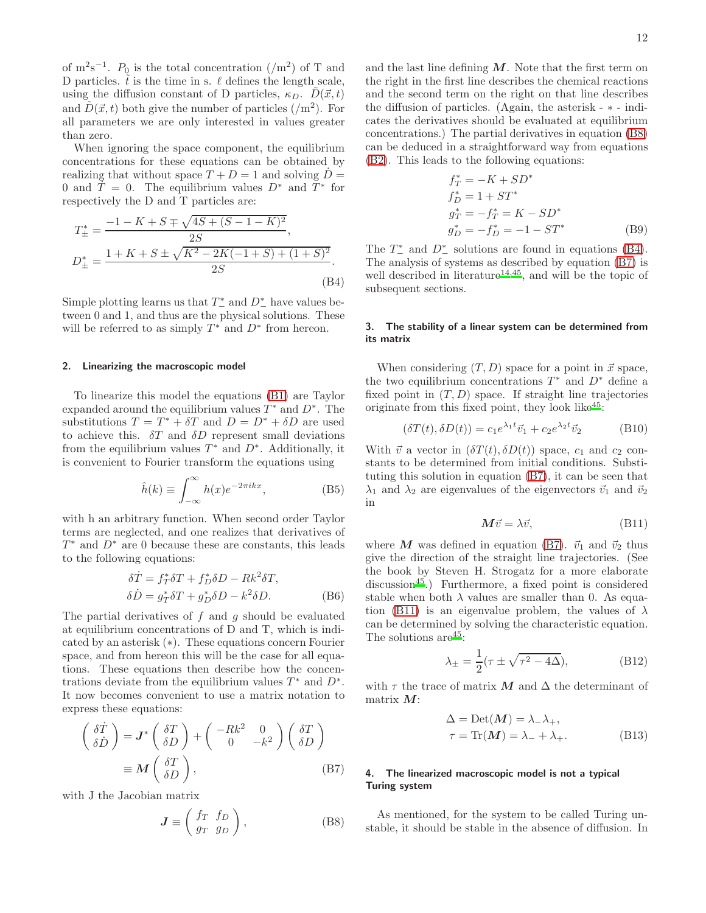of $\mathrm{m^2s^{-1}}$. $P_0$ is the total concentration ($/\mathrm{m}^2$) of T and D particles. $\tilde{t}$ is the time in s. $\ell$ defines the length scale, using the diffusion constant of D particles, $\kappa_D$. $\tilde{D}(\vec{x},t)$ and $\tilde{D}(\vec{x},t)$ both give the number of particles ($/\mathrm{m}^2$). For all parameters we are only interested in values greater than zero.

When ignoring the space component, the equilibrium concentrations for these equations can be obtained by realizing that without space $T + D = 1$ and solving $\dot{D} = 0$ and $\dot{T} = 0$. The equilibrium values $D^*$ and $T^*$ for respectively the D and T particles are:

$$
\begin{aligned}
T^*_{\pm} &= \frac{-1 - K + S \mp \sqrt{4S + (S - 1 - K)^2}}{2S}, \\
D^*_{\pm} &= \frac{1 + K + S \pm \sqrt{K^2 - 2K(-1+S) + (1+S)^2}}{2S}.
\end{aligned}
\tag{B4}
$$

Simple plotting learns us that $T^*_-$ and $D^*_-$ have values between 0 and 1, and thus are the physical solutions. These will be referred to as simply $T^*$ and $D^*$ from hereon.

### 2. Linearizing the macroscopic model

To linearize this model the equations (B1) are Taylor expanded around the equilibrium values $T^*$ and $D^*$. The substitutions $T = T^* + \delta T$ and $D = D^* + \delta D$ are used to achieve this. $\delta T$ and $\delta D$ represent small deviations from the equilibrium values $T^*$ and $D^*$. Additionally, it is convenient to Fourier transform the equations using

$$
\hat{h}(k) \equiv \int_{-\infty}^{\infty} h(x) e^{-2\pi i k x}, \tag{B5}
$$

with h an arbitrary function. When second order Taylor terms are neglected, and one realizes that derivatives of $T^*$ and $D^*$ are 0 because these are constants, this leads to the following equations:

$$
\begin{aligned}
\delta\dot{T} &= f^*_T \delta T + f^*_D \delta D - Rk^2 \delta T, \\
\delta\dot{D} &= g^*_T \delta T + g^*_D \delta D - k^2 \delta D.
\end{aligned}
\tag{B6}
$$

The partial derivatives of $f$ and $g$ should be evaluated at equilibrium concentrations of D and T, which is indicated by an asterisk ($*$). These equations concern Fourier space, and from hereon this will be the case for all equations. These equations then describe how the concentrations deviate from the equilibrium values $T^*$ and $D^*$. It now becomes convenient to use a matrix notation to express these equations:

$$
\begin{aligned}
\begin{pmatrix} \delta\dot{T} \\ \delta\dot{D} \end{pmatrix} &= \boldsymbol{J}^* \begin{pmatrix} \delta T \\ \delta D \end{pmatrix} + \begin{pmatrix} -Rk^2 & 0 \\ 0 & -k^2 \end{pmatrix} \begin{pmatrix} \delta T \\ \delta D \end{pmatrix} \\
&\equiv \boldsymbol{M} \begin{pmatrix} \delta T \\ \delta D \end{pmatrix},
\end{aligned}
\tag{B7}
$$

with J the Jacobian matrix

$$
\boldsymbol{J} \equiv \begin{pmatrix} f_T & f_D \\ g_T & g_D \end{pmatrix}, \tag{B8}
$$

and the last line defining $\boldsymbol{M}$. Note that the first term on the right in the first line describes the chemical reactions and the second term on the right on that line describes the diffusion of particles. (Again, the asterisk - $*$ - indicates the derivatives should be evaluated at equilibrium concentrations.) The partial derivatives in equation (B8) can be deduced in a straightforward way from equations (B2). This leads to the following equations:

$$
\begin{aligned}
f^*_T &= -K + SD^* \\
f^*_D &= 1 + ST^* \\
g^*_T &= -f^*_T = K - SD^* \\
g^*_D &= -f^*_D = -1 - ST^*
\end{aligned}
\tag{B9}
$$

The $T^*_-$ and $D^*_-$ solutions are found in equations (B4). The analysis of systems as described by equation (B7) is well described in literature[14,45], and will be the topic of subsequent sections.

### 3. The stability of a linear system can be determined from its matrix

When considering $(T, D)$ space for a point in $\vec{x}$ space, the two equilibrium concentrations $T^*$ and $D^*$ define a fixed point in $(T, D)$ space. If straight line trajectories originate from this fixed point, they look like[45]:

$$
(\delta T(t), \delta D(t)) = c_1 e^{\lambda_1 t} \vec{v}_1 + c_2 e^{\lambda_2 t} \vec{v}_2 \tag{B10}
$$

With $\vec{v}$ a vector in $(\delta T(t), \delta D(t))$ space, $c_1$ and $c_2$ constants to be determined from initial conditions. Substituting this solution in equation (B7), it can be seen that $\lambda_1$ and $\lambda_2$ are eigenvalues of the eigenvectors $\vec{v}_1$ and $\vec{v}_2$ in

$$
\boldsymbol{M}\vec{v} = \lambda\vec{v}, \tag{B11}
$$

where $\boldsymbol{M}$ was defined in equation (B7). $\vec{v}_1$ and $\vec{v}_2$ thus give the direction of the straight line trajectories. (See the book by Steven H. Strogatz for a more elaborate discussion[45].) Furthermore, a fixed point is considered stable when both $\lambda$ values are smaller than 0. As equation (B11) is an eigenvalue problem, the values of $\lambda$ can be determined by solving the characteristic equation. The solutions are[45]:

$$
\lambda_{\pm} = \frac{1}{2}(\tau \pm \sqrt{\tau^2 - 4\Delta}), \tag{B12}
$$

with $\tau$ the trace of matrix $\boldsymbol{M}$ and $\Delta$ the determinant of matrix $\boldsymbol{M}$:

$$
\begin{aligned}
\Delta &= \mathrm{Det}(\boldsymbol{M}) = \lambda_- \lambda_+, \\
\tau &= \mathrm{Tr}(\boldsymbol{M}) = \lambda_- + \lambda_+.
\end{aligned}
\tag{B13}
$$

### 4. The linearized macroscopic model is not a typical Turing system

As mentioned, for the system to be called Turing unstable, it should be stable in the absence of diffusion. In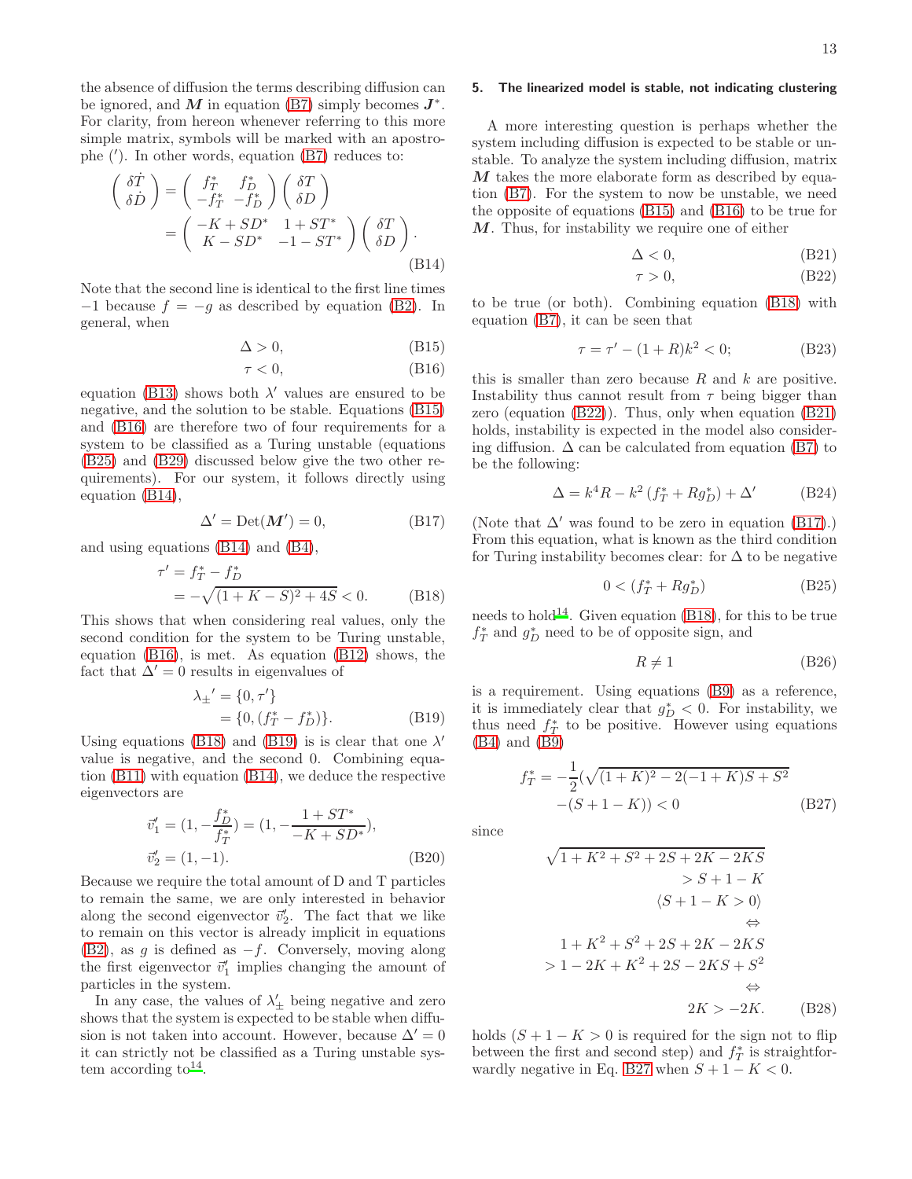the absence of diffusion the terms describing diffusion can be ignored, and $\boldsymbol{M}$ in equation (B7) simply becomes $\boldsymbol{J}^*$. For clarity, from hereon whenever referring to this more simple matrix, symbols will be marked with an apostrophe ($'$). In other words, equation (B7) reduces to:

$$\begin{pmatrix} \delta\dot{T} \\ \delta\dot{D} \end{pmatrix} = \begin{pmatrix} f_T^* & f_D^* \\ -f_T^* & -f_D^* \end{pmatrix} \begin{pmatrix} \delta T \\ \delta D \end{pmatrix} = \begin{pmatrix} -K + SD^* & 1 + ST^* \\ K - SD^* & -1 - ST^* \end{pmatrix} \begin{pmatrix} \delta T \\ \delta D \end{pmatrix}. \tag{B14}$$

Note that the second line is identical to the first line times $-1$ because $f = -g$ as described by equation (B2). In general, when

$$\Delta > 0, \tag{B15}$$

$$\tau < 0, \tag{B16}$$

equation (B13) shows both $\lambda'$ values are ensured to be negative, and the solution to be stable. Equations (B15) and (B16) are therefore two of four requirements for a system to be classified as a Turing unstable (equations (B25) and (B29) discussed below give the two other requirements). For our system, it follows directly using equation (B14),

$$\Delta' = \mathrm{Det}(\boldsymbol{M}') = 0, \tag{B17}$$

and using equations (B14) and (B4),

$$\tau' = f_T^* - f_D^* = -\sqrt{(1+K-S)^2 + 4S} < 0. \tag{B18}$$

This shows that when considering real values, only the second condition for the system to be Turing unstable, equation (B16), is met. As equation (B12) shows, the fact that $\Delta' = 0$ results in eigenvalues of

$$\lambda_\pm{}' = \{0, \tau'\} = \{0, (f_T^* - f_D^*)\}. \tag{B19}$$

Using equations (B18) and (B19) is is clear that one $\lambda'$ value is negative, and the second 0. Combining equation (B11) with equation (B14), we deduce the respective eigenvectors are

$$\vec{v}_1' = (1, -\frac{f_D^*}{f_T^*}) = (1, -\frac{1+ST^*}{-K+SD^*}), \quad \vec{v}_2' = (1, -1). \tag{B20}$$

Because we require the total amount of D and T particles to remain the same, we are only interested in behavior along the second eigenvector $\vec{v}_2'$. The fact that we like to remain on this vector is already implicit in equations (B2), as $g$ is defined as $-f$. Conversely, moving along the first eigenvector $\vec{v}_1'$ implies changing the amount of particles in the system.

In any case, the values of $\lambda_\pm'$ being negative and zero shows that the system is expected to be stable when diffusion is not taken into account. However, because $\Delta' = 0$ it can strictly not be classified as a Turing unstable system according to[14].

### 5. The linearized model is stable, not indicating clustering

A more interesting question is perhaps whether the system including diffusion is expected to be stable or unstable. To analyze the system including diffusion, matrix $\boldsymbol{M}$ takes the more elaborate form as described by equation (B7). For the system to now be unstable, we need the opposite of equations (B15) and (B16) to be true for $\boldsymbol{M}$. Thus, for instability we require one of either

$$\Delta < 0, \tag{B21}$$

$$\tau > 0, \tag{B22}$$

to be true (or both). Combining equation (B18) with equation (B7), it can be seen that

$$\tau = \tau' - (1+R)k^2 < 0; \tag{B23}$$

this is smaller than zero because $R$ and $k$ are positive. Instability thus cannot result from $\tau$ being bigger than zero (equation (B22)). Thus, only when equation (B21) holds, instability is expected in the model also considering diffusion. $\Delta$ can be calculated from equation (B7) to be the following:

$$\Delta = k^4 R - k^2 (f_T^* + R g_D^*) + \Delta' \tag{B24}$$

(Note that $\Delta'$ was found to be zero in equation (B17).) From this equation, what is known as the third condition for Turing instability becomes clear: for $\Delta$ to be negative

$$0 < (f_T^* + R g_D^*) \tag{B25}$$

needs to hold[14]. Given equation (B18), for this to be true $f_T^*$ and $g_D^*$ need to be of opposite sign, and

$$R \neq 1 \tag{B26}$$

is a requirement. Using equations (B9) as a reference, it is immediately clear that $g_D^* < 0$. For instability, we thus need $f_T^*$ to be positive. However using equations (B4) and (B9)

$$f_T^* = -\frac{1}{2}(\sqrt{(1+K)^2 - 2(-1+K)S + S^2} - (S+1-K)) < 0 \tag{B27}$$

since

$$\begin{aligned} &\sqrt{1 + K^2 + S^2 + 2S + 2K - 2KS} \\ &\qquad > S + 1 - K \\ &\qquad \langle S + 1 - K > 0 \rangle \\ &\qquad \Leftrightarrow \\ &1 + K^2 + S^2 + 2S + 2K - 2KS \\ &\qquad > 1 - 2K + K^2 + 2S - 2KS + S^2 \\ &\qquad \Leftrightarrow \\ &\qquad 2K > -2K. \end{aligned} \tag{B28}$$

holds ($S + 1 - K > 0$ is required for the sign not to flip between the first and second step) and $f_T^*$ is straightforwardly negative in Eq. B27 when $S + 1 - K < 0$.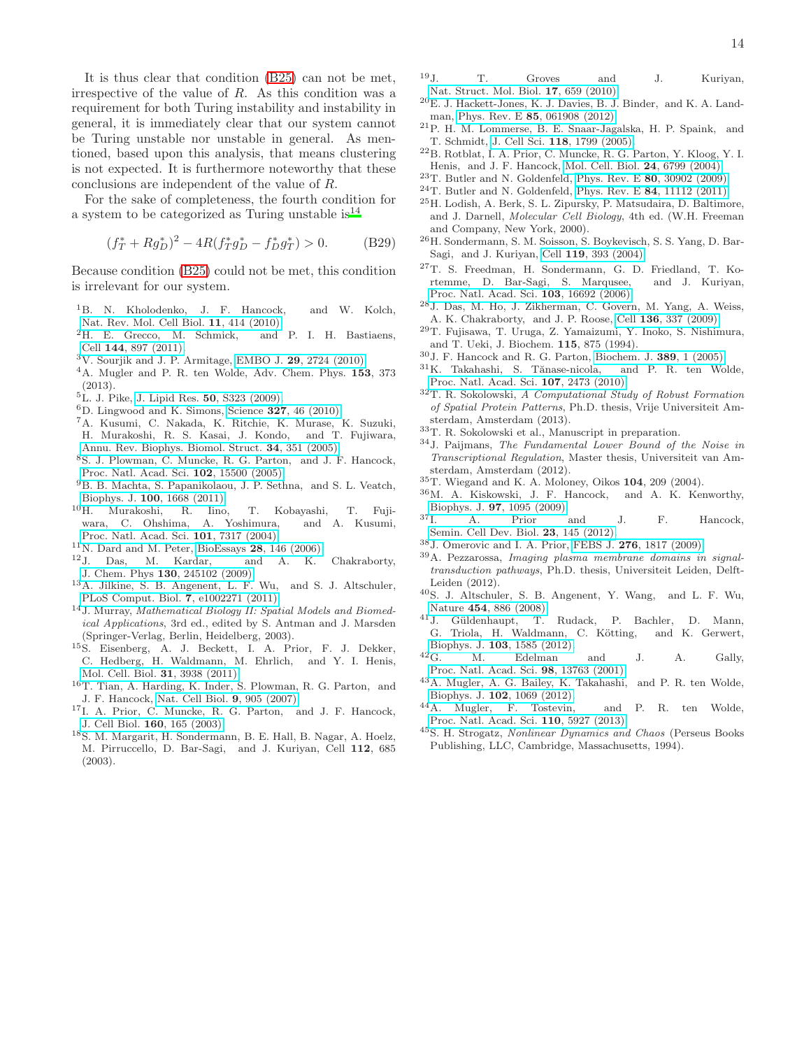It is thus clear that condition (B25) can not be met, irrespective of the value of $R$. As this condition was a requirement for both Turing instability and instability in general, it is immediately clear that our system cannot be Turing unstable nor unstable in general. As mentioned, based upon this analysis, that means clustering is not expected. It is furthermore noteworthy that these conclusions are independent of the value of $R$.

For the sake of completeness, the fourth condition for a system to be categorized as Turing unstable is[14]

$$(f_T^* + R g_D^*)^2 - 4R(f_T^* g_D^* - f_D^* g_T^*) > 0. \tag{B29}$$

Because condition (B25) could not be met, this condition is irrelevant for our system.

[1] B. N. Kholodenko, J. F. Hancock, and W. Kolch, Nat. Rev. Mol. Cell Biol. **11**, 414 (2010).

[2] H. E. Grecco, M. Schmick, and P. I. H. Bastiaens, Cell **144**, 897 (2011).

[3] V. Sourjik and J. P. Armitage, EMBO J. **29**, 2724 (2010).

[4] A. Mugler and P. R. ten Wolde, Adv. Chem. Phys. **153**, 373 (2013).

[5] L. J. Pike, J. Lipid Res. **50**, S323 (2009).

[6] D. Lingwood and K. Simons, Science **327**, 46 (2010).

[7] A. Kusumi, C. Nakada, K. Ritchie, K. Murase, K. Suzuki, H. Murakoshi, R. S. Kasai, J. Kondo, and T. Fujiwara, Annu. Rev. Biophys. Biomol. Struct. **34**, 351 (2005).

[8] S. J. Plowman, C. Muncke, R. G. Parton, and J. F. Hancock, Proc. Natl. Acad. Sci. **102**, 15500 (2005).

[9] B. B. Machta, S. Papanikolaou, J. P. Sethna, and S. L. Veatch, Biophys. J. **100**, 1668 (2011).

[10] H. Murakoshi, R. Iino, T. Kobayashi, T. Fujiwara, C. Ohshima, A. Yoshimura, and A. Kusumi, Proc. Natl. Acad. Sci. **101**, 7317 (2004).

[11] N. Dard and M. Peter, BioEssays **28**, 146 (2006).

[12] J. Das, M. Kardar, and A. K. Chakraborty, J. Chem. Phys **130**, 245102 (2009).

[13] A. Jilkine, S. B. Angenent, L. F. Wu, and S. J. Altschuler, PLoS Comput. Biol. **7**, e1002271 (2011).

[14] J. Murray, *Mathematical Biology II: Spatial Models and Biomedical Applications*, 3rd ed., edited by S. Antman and J. Marsden (Springer-Verlag, Berlin, Heidelberg, 2003).

[15] S. Eisenberg, A. J. Beckett, I. A. Prior, F. J. Dekker, C. Hedberg, H. Waldmann, M. Ehrlich, and Y. I. Henis, Mol. Cell. Biol. **31**, 3938 (2011).

[16] T. Tian, A. Harding, K. Inder, S. Plowman, R. G. Parton, and J. F. Hancock, Nat. Cell Biol. **9**, 905 (2007).

[17] I. A. Prior, C. Muncke, R. G. Parton, and J. F. Hancock, J. Cell Biol. **160**, 165 (2003).

[18] S. M. Margarit, H. Sondermann, B. E. Hall, B. Nagar, A. Hoelz, M. Pirruccello, D. Bar-Sagi, and J. Kuriyan, Cell **112**, 685 (2003).

[19] J. T. Groves and J. Kuriyan, Nat. Struct. Mol. Biol. **17**, 659 (2010).

[20] E. J. Hackett-Jones, K. J. Davies, B. J. Binder, and K. A. Landman, Phys. Rev. E **85**, 061908 (2012).

[21] P. H. M. Lommerse, B. E. Snaar-Jagalska, H. P. Spaink, and T. Schmidt, J. Cell Sci. **118**, 1799 (2005).

[22] B. Rotblat, I. A. Prior, C. Muncke, R. G. Parton, Y. Kloog, Y. I. Henis, and J. F. Hancock, Mol. Cell. Biol. **24**, 6799 (2004).

[23] T. Butler and N. Goldenfeld, Phys. Rev. E **80**, 30902 (2009).

[24] T. Butler and N. Goldenfeld, Phys. Rev. E **84**, 11112 (2011).

[25] H. Lodish, A. Berk, S. L. Zipursky, P. Matsudaira, D. Baltimore, and J. Darnell, *Molecular Cell Biology*, 4th ed. (W.H. Freeman and Company, New York, 2000).

[26] H. Sondermann, S. M. Soisson, S. Boykevisch, S. S. Yang, D. Bar-Sagi, and J. Kuriyan, Cell **119**, 393 (2004).

[27] T. S. Freedman, H. Sondermann, G. D. Friedland, T. Kortemme, D. Bar-Sagi, S. Marqusee, and J. Kuriyan, Proc. Natl. Acad. Sci. **103**, 16692 (2006).

[28] J. Das, M. Ho, J. Zikherman, C. Govern, M. Yang, A. Weiss, A. K. Chakraborty, and J. P. Roose, Cell **136**, 337 (2009).

[29] T. Fujisawa, T. Uruga, Z. Yamaizumi, Y. Inoko, S. Nishimura, and T. Ueki, J. Biochem. **115**, 875 (1994).

[30] J. F. Hancock and R. G. Parton, Biochem. J. **389**, 1 (2005).

[31] K. Takahashi, S. Tănase-nicola, and P. R. ten Wolde, Proc. Natl. Acad. Sci. **107**, 2473 (2010).

[32] T. R. Sokolowski, *A Computational Study of Robust Formation of Spatial Protein Patterns*, Ph.D. thesis, Vrije Universiteit Amsterdam, Amsterdam (2013).

[33] T. R. Sokolowski et al., Manuscript in preparation.

[34] J. Paijmans, *The Fundamental Lower Bound of the Noise in Transcriptional Regulation*, Master thesis, Universiteit van Amsterdam, Amsterdam (2012).

[35] T. Wiegand and K. A. Moloney, Oikos **104**, 209 (2004).

[36] M. A. Kiskowski, J. F. Hancock, and A. K. Kenworthy, Biophys. J. **97**, 1095 (2009).

[37] I. A. Prior and J. F. Hancock, Semin. Cell Dev. Biol. **23**, 145 (2012).

[38] J. Omerovic and I. A. Prior, FEBS J. **276**, 1817 (2009).

[39] A. Pezzarossa, *Imaging plasma membrane domains in signal-transduction pathways*, Ph.D. thesis, Universiteit Leiden, Delft-Leiden (2012).

[40] S. J. Altschuler, S. B. Angenent, Y. Wang, and L. F. Wu, Nature **454**, 886 (2008).

[41] J. Güldenhaupt, T. Rudack, P. Bachler, D. Mann, G. Triola, H. Waldmann, C. Kötting, and K. Gerwert, Biophys. J. **103**, 1585 (2012).

[42] G. M. Edelman and J. A. Gally, Proc. Natl. Acad. Sci. **98**, 13763 (2001).

[43] A. Mugler, A. G. Bailey, K. Takahashi, and P. R. ten Wolde, Biophys. J. **102**, 1069 (2012).

[44] A. Mugler, F. Tostevin, and P. R. ten Wolde, Proc. Natl. Acad. Sci. **110**, 5927 (2013).

[45] S. H. Strogatz, *Nonlinear Dynamics and Chaos* (Perseus Books Publishing, LLC, Cambridge, Massachusetts, 1994).